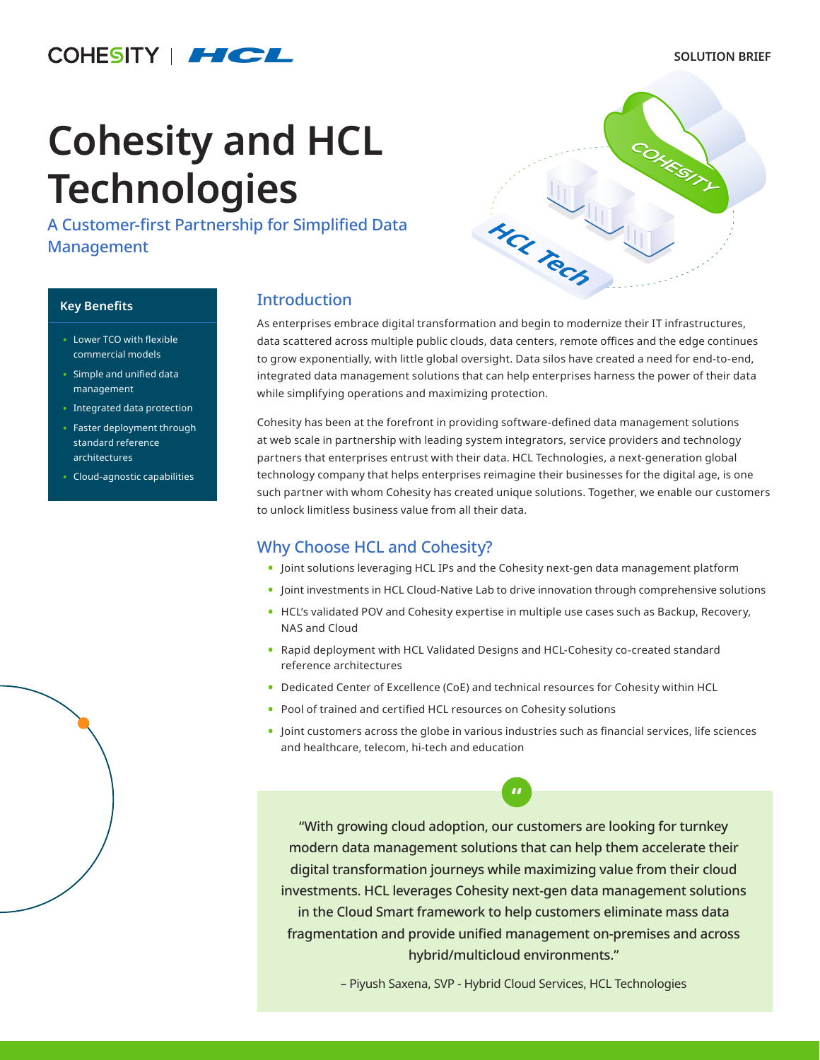SOLUTION BRIEF

# Cohesity and HCL Technologies

## A Customer-first Partnership for Simplified Data Management

### Key Benefits

- Lower TCO with flexible commercial models
- Simple and unified data management
- Integrated data protection
- Faster deployment through standard reference architectures
- Cloud-agnostic capabilities

## Introduction

As enterprises embrace digital transformation and begin to modernize their IT infrastructures, data scattered across multiple public clouds, data centers, remote offices and the edge continues to grow exponentially, with little global oversight. Data silos have created a need for end-to-end, integrated data management solutions that can help enterprises harness the power of their data while simplifying operations and maximizing protection.

Cohesity has been at the forefront in providing software-defined data management solutions at web scale in partnership with leading system integrators, service providers and technology partners that enterprises entrust with their data. HCL Technologies, a next-generation global technology company that helps enterprises reimagine their businesses for the digital age, is one such partner with whom Cohesity has created unique solutions. Together, we enable our customers to unlock limitless business value from all their data.

## Why Choose HCL and Cohesity?

- Joint solutions leveraging HCL IPs and the Cohesity next-gen data management platform
- Joint investments in HCL Cloud-Native Lab to drive innovation through comprehensive solutions
- HCL's validated POV and Cohesity expertise in multiple use cases such as Backup, Recovery, NAS and Cloud
- Rapid deployment with HCL Validated Designs and HCL-Cohesity co-created standard reference architectures
- Dedicated Center of Excellence (CoE) and technical resources for Cohesity within HCL
- Pool of trained and certified HCL resources on Cohesity solutions
- Joint customers across the globe in various industries such as financial services, life sciences and healthcare, telecom, hi-tech and education

> "With growing cloud adoption, our customers are looking for turnkey modern data management solutions that can help them accelerate their digital transformation journeys while maximizing value from their cloud investments. HCL leverages Cohesity next-gen data management solutions in the Cloud Smart framework to help customers eliminate mass data fragmentation and provide unified management on-premises and across hybrid/multicloud environments."
>
> – Piyush Saxena, SVP - Hybrid Cloud Services, HCL Technologies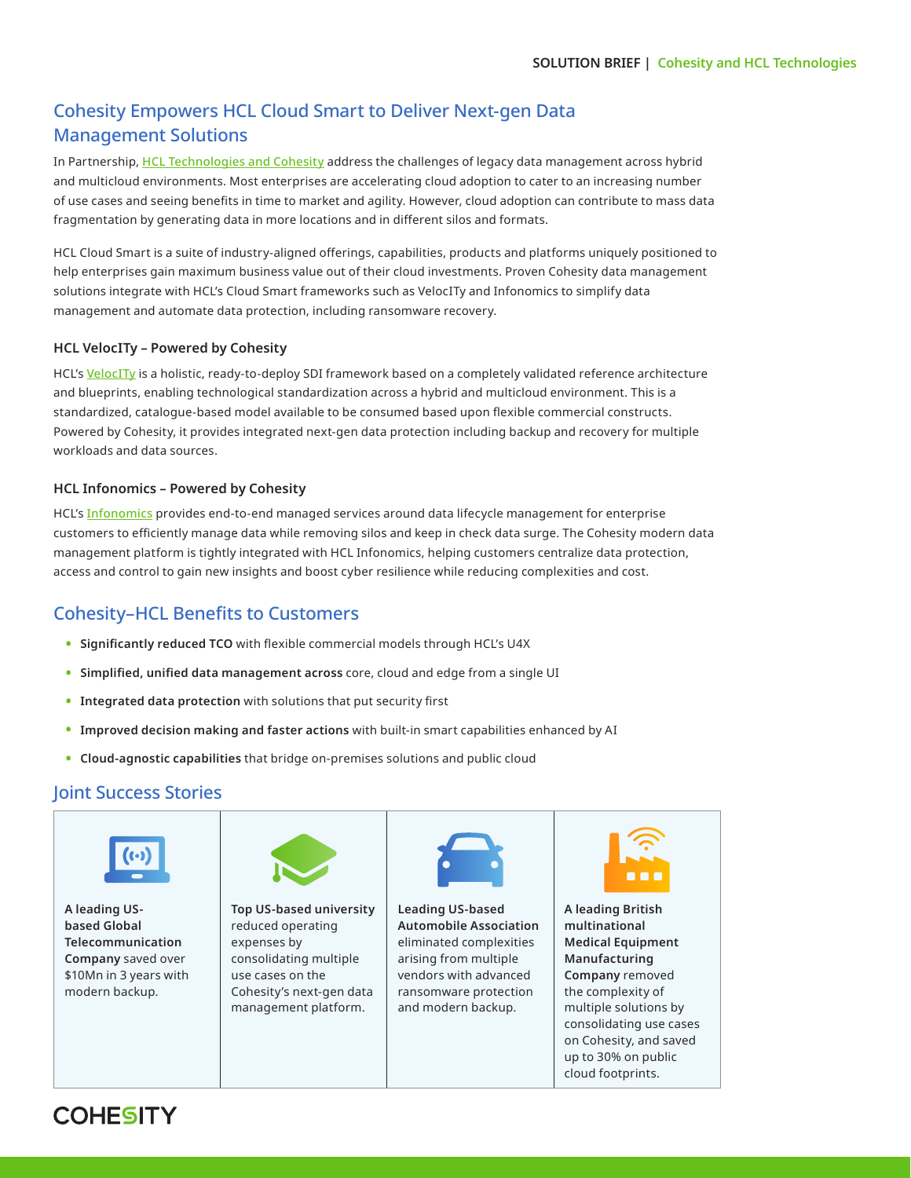# Cohesity Empowers HCL Cloud Smart to Deliver Next-gen Data Management Solutions

In Partnership, HCL Technologies and Cohesity address the challenges of legacy data management across hybrid and multicloud environments. Most enterprises are accelerating cloud adoption to cater to an increasing number of use cases and seeing benefits in time to market and agility. However, cloud adoption can contribute to mass data fragmentation by generating data in more locations and in different silos and formats.

HCL Cloud Smart is a suite of industry-aligned offerings, capabilities, products and platforms uniquely positioned to help enterprises gain maximum business value out of their cloud investments. Proven Cohesity data management solutions integrate with HCL's Cloud Smart frameworks such as VelocITy and Infonomics to simplify data management and automate data protection, including ransomware recovery.

### HCL VelocITy – Powered by Cohesity

HCL's VelocITy is a holistic, ready-to-deploy SDI framework based on a completely validated reference architecture and blueprints, enabling technological standardization across a hybrid and multicloud environment. This is a standardized, catalogue-based model available to be consumed based upon flexible commercial constructs. Powered by Cohesity, it provides integrated next-gen data protection including backup and recovery for multiple workloads and data sources.

### HCL Infonomics – Powered by Cohesity

HCL's Infonomics provides end-to-end managed services around data lifecycle management for enterprise customers to efficiently manage data while removing silos and keep in check data surge. The Cohesity modern data management platform is tightly integrated with HCL Infonomics, helping customers centralize data protection, access and control to gain new insights and boost cyber resilience while reducing complexities and cost.

## Cohesity–HCL Benefits to Customers

- **Significantly reduced TCO** with flexible commercial models through HCL's U4X
- **Simplified, unified data management across** core, cloud and edge from a single UI
- **Integrated data protection** with solutions that put security first
- **Improved decision making and faster actions** with built-in smart capabilities enhanced by AI
- **Cloud-agnostic capabilities** that bridge on-premises solutions and public cloud

## Joint Success Stories

| | | | |
|---|---|---|---|
| **A leading US-based Global Telecommunication Company** saved over $10Mn in 3 years with modern backup. | **Top US-based university** reduced operating expenses by consolidating multiple use cases on the Cohesity's next-gen data management platform. | **Leading US-based Automobile Association** eliminated complexities arising from multiple vendors with advanced ransomware protection and modern backup. | **A leading British multinational Medical Equipment Manufacturing Company** removed the complexity of multiple solutions by consolidating use cases on Cohesity, and saved up to 30% on public cloud footprints. |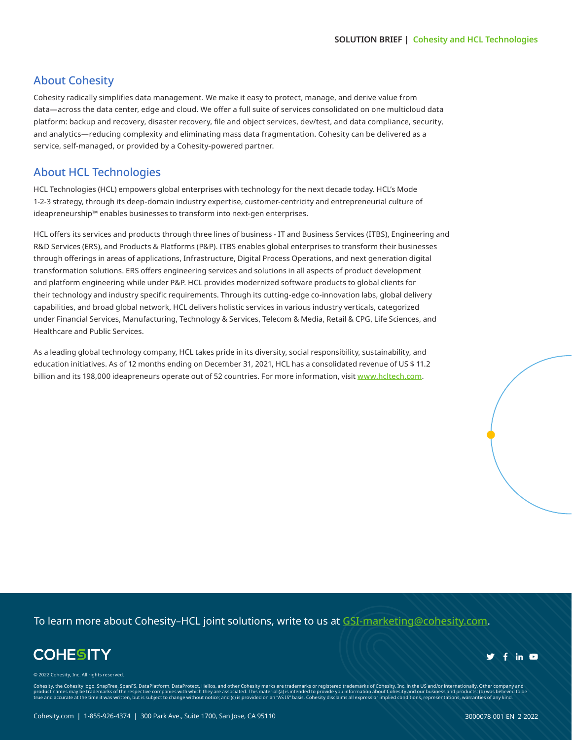## About Cohesity

Cohesity radically simplifies data management. We make it easy to protect, manage, and derive value from data—across the data center, edge and cloud. We offer a full suite of services consolidated on one multicloud data platform: backup and recovery, disaster recovery, file and object services, dev/test, and data compliance, security, and analytics—reducing complexity and eliminating mass data fragmentation. Cohesity can be delivered as a service, self-managed, or provided by a Cohesity-powered partner.

## About HCL Technologies

HCL Technologies (HCL) empowers global enterprises with technology for the next decade today. HCL's Mode 1-2-3 strategy, through its deep-domain industry expertise, customer-centricity and entrepreneurial culture of ideapreneurship™ enables businesses to transform into next-gen enterprises.

HCL offers its services and products through three lines of business - IT and Business Services (ITBS), Engineering and R&D Services (ERS), and Products & Platforms (P&P). ITBS enables global enterprises to transform their businesses through offerings in areas of applications, Infrastructure, Digital Process Operations, and next generation digital transformation solutions. ERS offers engineering services and solutions in all aspects of product development and platform engineering while under P&P. HCL provides modernized software products to global clients for their technology and industry specific requirements. Through its cutting-edge co-innovation labs, global delivery capabilities, and broad global network, HCL delivers holistic services in various industry verticals, categorized under Financial Services, Manufacturing, Technology & Services, Telecom & Media, Retail & CPG, Life Sciences, and Healthcare and Public Services.

As a leading global technology company, HCL takes pride in its diversity, social responsibility, sustainability, and education initiatives. As of 12 months ending on December 31, 2021, HCL has a consolidated revenue of US $ 11.2 billion and its 198,000 ideapreneurs operate out of 52 countries. For more information, visit www.hcltech.com.

To learn more about Cohesity–HCL joint solutions, write to us at GSI-marketing@cohesity.com.

COHESITY

© 2022 Cohesity, Inc. All rights reserved.

Cohesity, the Cohesity logo, SnapTree, SpanFS, DataPlatform, DataProtect, Helios, and other Cohesity marks are trademarks or registered trademarks of Cohesity, Inc. in the US and/or internationally. Other company and product names may be trademarks of the respective companies with which they are associated. This material (a) is intended to provide you information about Cohesity and our business and products; (b) was believed to be true and accurate at the time it was written, but is subject to change without notice; and (c) is provided on an "AS IS" basis. Cohesity disclaims all express or implied conditions, representations, warranties of any kind.

Cohesity.com | 1-855-926-4374 | 300 Park Ave., Suite 1700, San Jose, CA 95110

3000078-001-EN 2-2022